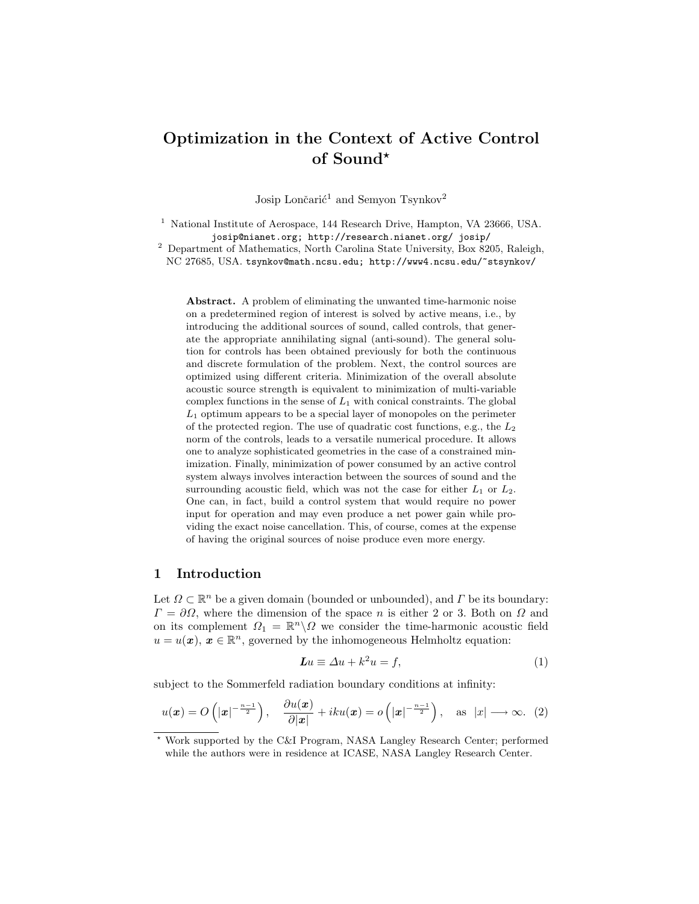# Optimization in the Context of Active Control of Sound*

Josip Lončarić[1] and Semyon Tsynkov[2]

[1] National Institute of Aerospace, 144 Research Drive, Hampton, VA 23666, USA. josip@nianet.org; http://research.nianet.org/ josip/

[2] Department of Mathematics, North Carolina State University, Box 8205, Raleigh, NC 27685, USA. tsynkov@math.ncsu.edu; http://www4.ncsu.edu/~stsynkov/

**Abstract.** A problem of eliminating the unwanted time-harmonic noise on a predetermined region of interest is solved by active means, i.e., by introducing the additional sources of sound, called controls, that generate the appropriate annihilating signal (anti-sound). The general solution for controls has been obtained previously for both the continuous and discrete formulation of the problem. Next, the control sources are optimized using different criteria. Minimization of the overall absolute acoustic source strength is equivalent to minimization of multi-variable complex functions in the sense of $L_1$ with conical constraints. The global $L_1$ optimum appears to be a special layer of monopoles on the perimeter of the protected region. The use of quadratic cost functions, e.g., the $L_2$ norm of the controls, leads to a versatile numerical procedure. It allows one to analyze sophisticated geometries in the case of a constrained minimization. Finally, minimization of power consumed by an active control system always involves interaction between the sources of sound and the surrounding acoustic field, which was not the case for either $L_1$ or $L_2$. One can, in fact, build a control system that would require no power input for operation and may even produce a net power gain while providing the exact noise cancellation. This, of course, comes at the expense of having the original sources of noise produce even more energy.

## 1 Introduction

Let $\Omega \subset \mathbb{R}^n$ be a given domain (bounded or unbounded), and $\Gamma$ be its boundary: $\Gamma = \partial\Omega$, where the dimension of the space $n$ is either 2 or 3. Both on $\Omega$ and on its complement $\Omega_1 = \mathbb{R}^n \backslash \Omega$ we consider the time-harmonic acoustic field $u = u(\boldsymbol{x})$, $\boldsymbol{x} \in \mathbb{R}^n$, governed by the inhomogeneous Helmholtz equation:

$$\boldsymbol{L}u \equiv \Delta u + k^2 u = f, \tag{1}$$

subject to the Sommerfeld radiation boundary conditions at infinity:

$$u(\boldsymbol{x}) = O\left(|\boldsymbol{x}|^{-\frac{n-1}{2}}\right), \quad \frac{\partial u(\boldsymbol{x})}{\partial |\boldsymbol{x}|} + iku(\boldsymbol{x}) = o\left(|\boldsymbol{x}|^{-\frac{n-1}{2}}\right), \quad \text{as } |x| \longrightarrow \infty. \tag{2}$$

* Work supported by the C&I Program, NASA Langley Research Center; performed while the authors were in residence at ICASE, NASA Langley Research Center.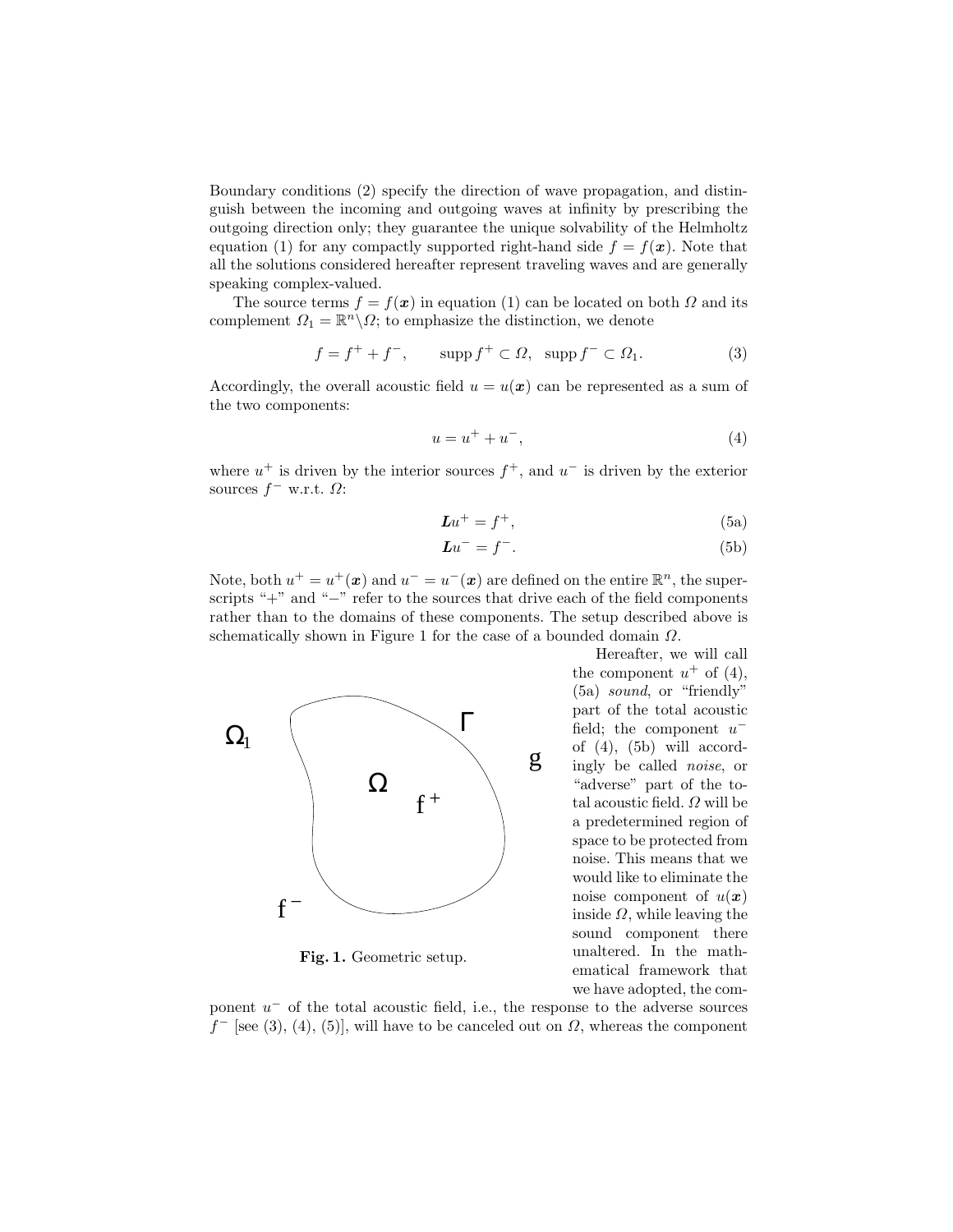Boundary conditions (2) specify the direction of wave propagation, and distinguish between the incoming and outgoing waves at infinity by prescribing the outgoing direction only; they guarantee the unique solvability of the Helmholtz equation (1) for any compactly supported right-hand side $f = f(\boldsymbol{x})$. Note that all the solutions considered hereafter represent traveling waves and are generally speaking complex-valued.

The source terms $f = f(\boldsymbol{x})$ in equation (1) can be located on both $\Omega$ and its complement $\Omega_1 = \mathbb{R}^n \backslash \Omega$; to emphasize the distinction, we denote

$$f = f^+ + f^-, \qquad \operatorname{supp} f^+ \subset \Omega, \ \ \operatorname{supp} f^- \subset \Omega_1. \tag{3}$$

Accordingly, the overall acoustic field $u = u(\boldsymbol{x})$ can be represented as a sum of the two components:

$$u = u^+ + u^-, \tag{4}$$

where $u^+$ is driven by the interior sources $f^+$, and $u^-$ is driven by the exterior sources $f^-$ w.r.t. $\Omega$:

$$\boldsymbol{L}u^+ = f^+, \tag{5a}$$

$$\boldsymbol{L}u^- = f^-. \tag{5b}$$

Note, both $u^+ = u^+(\boldsymbol{x})$ and $u^- = u^-(\boldsymbol{x})$ are defined on the entire $\mathbb{R}^n$, the superscripts "+" and "−" refer to the sources that drive each of the field components rather than to the domains of these components. The setup described above is schematically shown in Figure 1 for the case of a bounded domain $\Omega$.

**Fig. 1.** Geometric setup.

Hereafter, we will call the component $u^+$ of (4), (5a) *sound*, or "friendly" part of the total acoustic field; the component $u^-$ of (4), (5b) will accordingly be called *noise*, or "adverse" part of the total acoustic field. $\Omega$ will be a predetermined region of space to be protected from noise. This means that we would like to eliminate the noise component of $u(\boldsymbol{x})$ inside $\Omega$, while leaving the sound component there unaltered. In the mathematical framework that we have adopted, the component $u^-$ of the total acoustic field, i.e., the response to the adverse sources $f^-$ [see (3), (4), (5)], will have to be canceled out on $\Omega$, whereas the component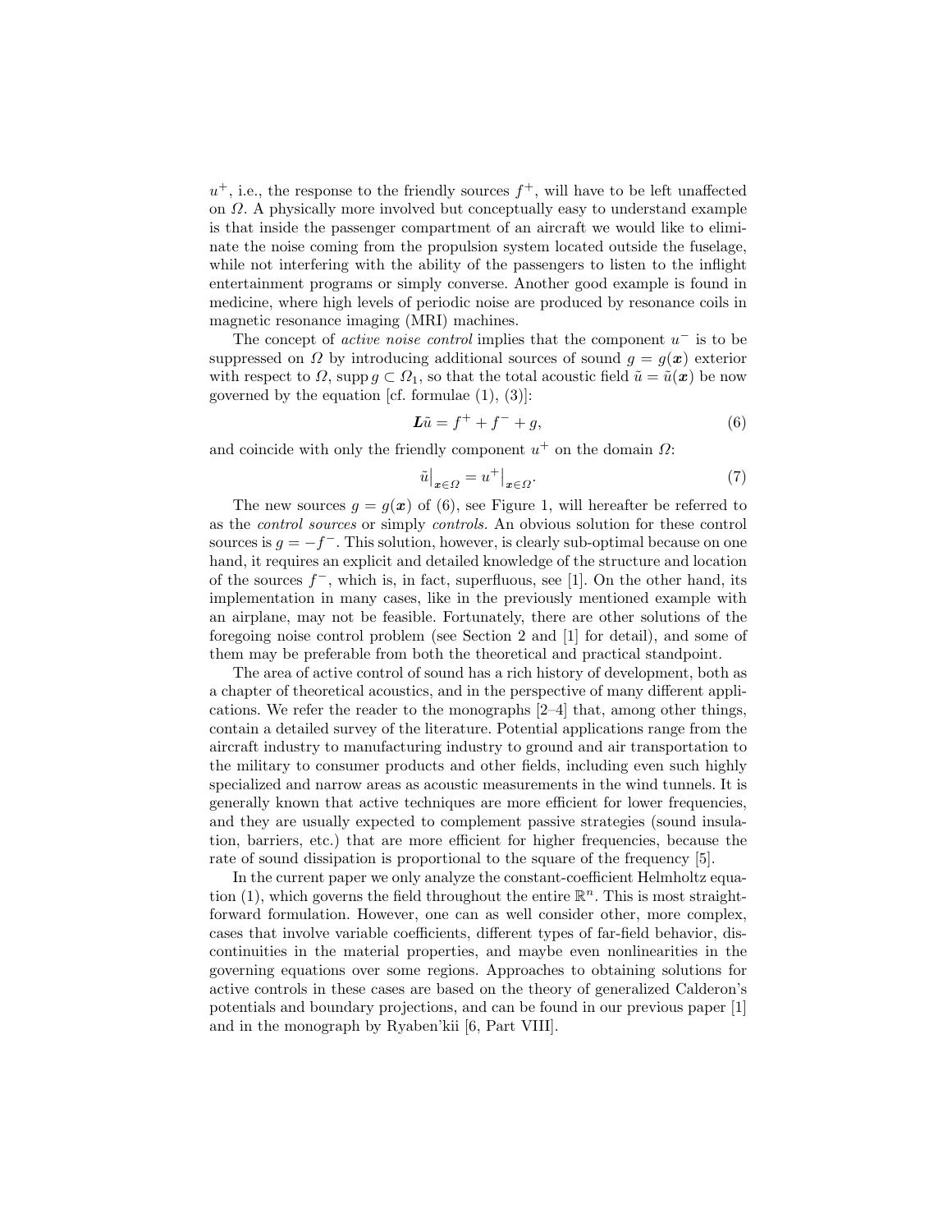$u^+$, i.e., the response to the friendly sources $f^+$, will have to be left unaffected on $\Omega$. A physically more involved but conceptually easy to understand example is that inside the passenger compartment of an aircraft we would like to eliminate the noise coming from the propulsion system located outside the fuselage, while not interfering with the ability of the passengers to listen to the inflight entertainment programs or simply converse. Another good example is found in medicine, where high levels of periodic noise are produced by resonance coils in magnetic resonance imaging (MRI) machines.

The concept of *active noise control* implies that the component $u^-$ is to be suppressed on $\Omega$ by introducing additional sources of sound $g = g(\boldsymbol{x})$ exterior with respect to $\Omega$, $\operatorname{supp} g \subset \Omega_1$, so that the total acoustic field $\tilde{u} = \tilde{u}(\boldsymbol{x})$ be now governed by the equation [cf. formulae (1), (3)]:

$$\boldsymbol{L}\tilde{u} = f^+ + f^- + g, \tag{6}$$

and coincide with only the friendly component $u^+$ on the domain $\Omega$:

$$\tilde{u}\big|_{\boldsymbol{x}\in\Omega} = u^+\big|_{\boldsymbol{x}\in\Omega}. \tag{7}$$

The new sources $g = g(\boldsymbol{x})$ of (6), see Figure 1, will hereafter be referred to as the *control sources* or simply *controls*. An obvious solution for these control sources is $g = -f^-$. This solution, however, is clearly sub-optimal because on one hand, it requires an explicit and detailed knowledge of the structure and location of the sources $f^-$, which is, in fact, superfluous, see [1]. On the other hand, its implementation in many cases, like in the previously mentioned example with an airplane, may not be feasible. Fortunately, there are other solutions of the foregoing noise control problem (see Section 2 and [1] for detail), and some of them may be preferable from both the theoretical and practical standpoint.

The area of active control of sound has a rich history of development, both as a chapter of theoretical acoustics, and in the perspective of many different applications. We refer the reader to the monographs [2–4] that, among other things, contain a detailed survey of the literature. Potential applications range from the aircraft industry to manufacturing industry to ground and air transportation to the military to consumer products and other fields, including even such highly specialized and narrow areas as acoustic measurements in the wind tunnels. It is generally known that active techniques are more efficient for lower frequencies, and they are usually expected to complement passive strategies (sound insulation, barriers, etc.) that are more efficient for higher frequencies, because the rate of sound dissipation is proportional to the square of the frequency [5].

In the current paper we only analyze the constant-coefficient Helmholtz equation (1), which governs the field throughout the entire $\mathbb{R}^n$. This is most straightforward formulation. However, one can as well consider other, more complex, cases that involve variable coefficients, different types of far-field behavior, discontinuities in the material properties, and maybe even nonlinearities in the governing equations over some regions. Approaches to obtaining solutions for active controls in these cases are based on the theory of generalized Calderon's potentials and boundary projections, and can be found in our previous paper [1] and in the monograph by Ryaben'kii [6, Part VIII].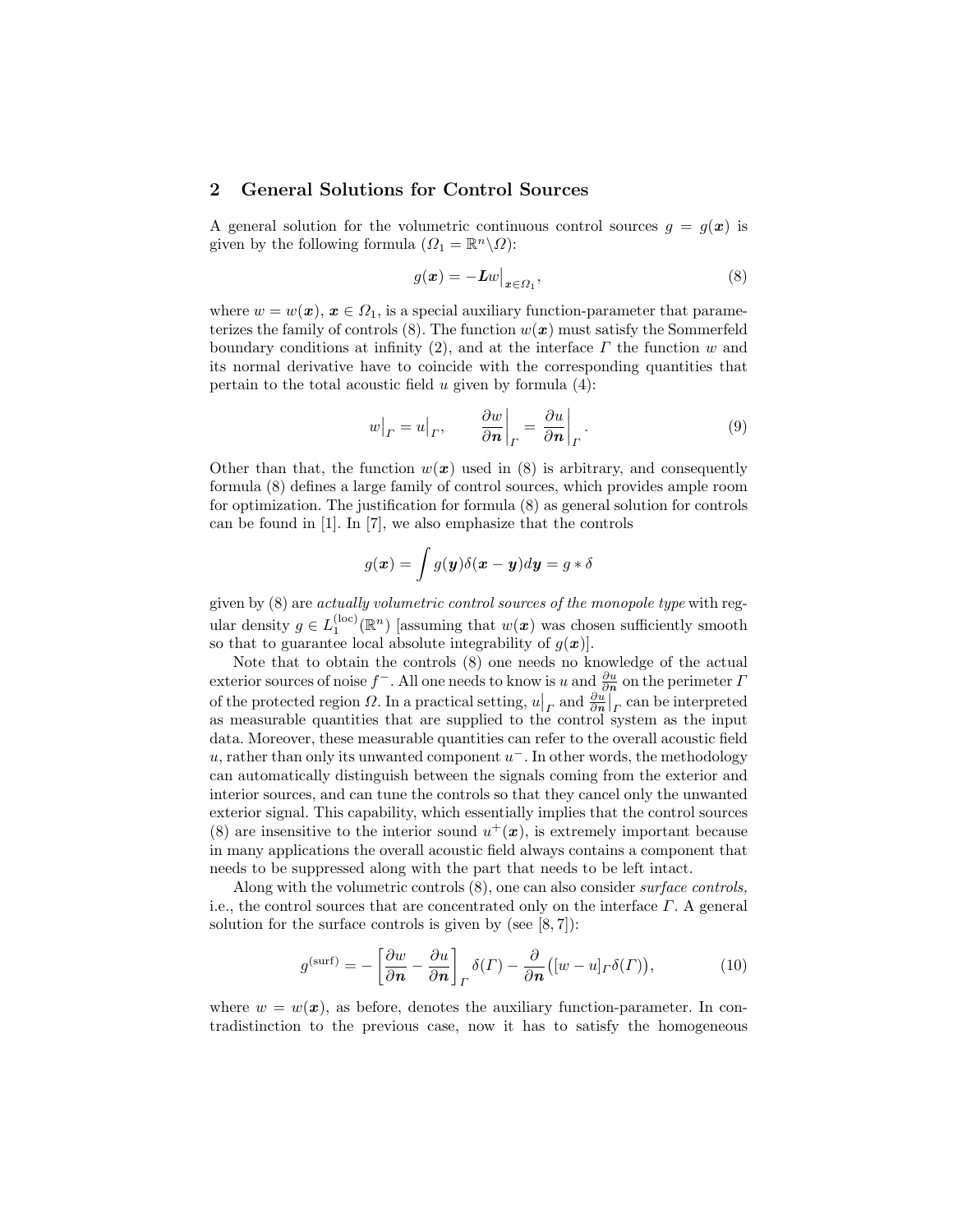## 2 General Solutions for Control Sources

A general solution for the volumetric continuous control sources $g = g(\boldsymbol{x})$ is given by the following formula ($\Omega_1 = \mathbb{R}^n \backslash \Omega$):

$$g(\boldsymbol{x}) = -\boldsymbol{L}w\big|_{\boldsymbol{x}\in\Omega_1}, \tag{8}$$

where $w = w(\boldsymbol{x})$, $\boldsymbol{x} \in \Omega_1$, is a special auxiliary function-parameter that parameterizes the family of controls (8). The function $w(\boldsymbol{x})$ must satisfy the Sommerfeld boundary conditions at infinity (2), and at the interface $\Gamma$ the function $w$ and its normal derivative have to coincide with the corresponding quantities that pertain to the total acoustic field $u$ given by formula (4):

$$w\big|_{\Gamma} = u\big|_{\Gamma}, \qquad \left.\frac{\partial w}{\partial \boldsymbol{n}}\right|_{\Gamma} = \left.\frac{\partial u}{\partial \boldsymbol{n}}\right|_{\Gamma}. \tag{9}$$

Other than that, the function $w(\boldsymbol{x})$ used in (8) is arbitrary, and consequently formula (8) defines a large family of control sources, which provides ample room for optimization. The justification for formula (8) as general solution for controls can be found in [1]. In [7], we also emphasize that the controls

$$g(\boldsymbol{x}) = \int g(\boldsymbol{y})\delta(\boldsymbol{x}-\boldsymbol{y})d\boldsymbol{y} = g * \delta$$

given by (8) are *actually volumetric control sources of the monopole type* with regular density $g \in L_1^{(\mathrm{loc})}(\mathbb{R}^n)$ [assuming that $w(\boldsymbol{x})$ was chosen sufficiently smooth so that to guarantee local absolute integrability of $g(\boldsymbol{x})$].

Note that to obtain the controls (8) one needs no knowledge of the actual exterior sources of noise $f^-$. All one needs to know is $u$ and $\frac{\partial u}{\partial \boldsymbol{n}}$ on the perimeter $\Gamma$ of the protected region $\Omega$. In a practical setting, $u\big|_{\Gamma}$ and $\frac{\partial u}{\partial \boldsymbol{n}}\big|_{\Gamma}$ can be interpreted as measurable quantities that are supplied to the control system as the input data. Moreover, these measurable quantities can refer to the overall acoustic field $u$, rather than only its unwanted component $u^-$. In other words, the methodology can automatically distinguish between the signals coming from the exterior and interior sources, and can tune the controls so that they cancel only the unwanted exterior signal. This capability, which essentially implies that the control sources (8) are insensitive to the interior sound $u^+(\boldsymbol{x})$, is extremely important because in many applications the overall acoustic field always contains a component that needs to be suppressed along with the part that needs to be left intact.

Along with the volumetric controls (8), one can also consider *surface controls,* i.e., the control sources that are concentrated only on the interface $\Gamma$. A general solution for the surface controls is given by (see [8, 7]):

$$g^{(\mathrm{surf})} = -\left[\frac{\partial w}{\partial \boldsymbol{n}} - \frac{\partial u}{\partial \boldsymbol{n}}\right]_{\Gamma} \delta(\Gamma) - \frac{\partial}{\partial \boldsymbol{n}}\big([w-u]_{\Gamma}\delta(\Gamma)\big), \tag{10}$$

where $w = w(\boldsymbol{x})$, as before, denotes the auxiliary function-parameter. In contradistinction to the previous case, now it has to satisfy the homogeneous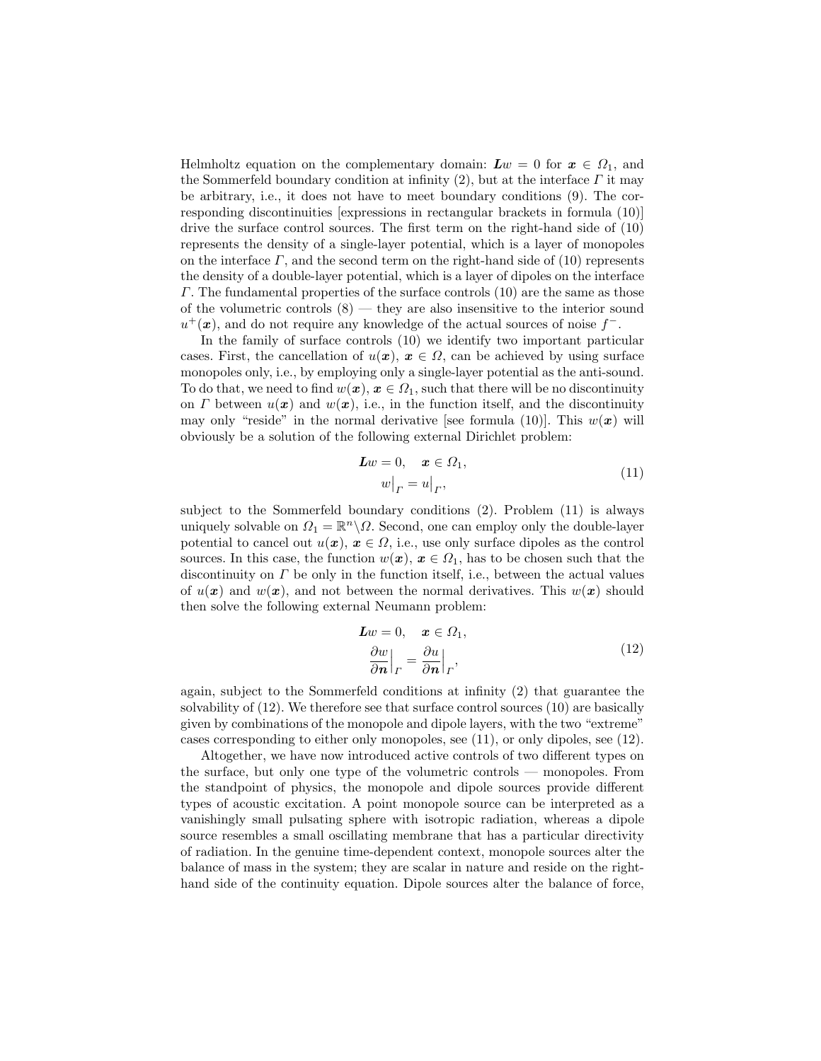Helmholtz equation on the complementary domain: $\boldsymbol{L}w = 0$ for $\boldsymbol{x} \in \Omega_1$, and the Sommerfeld boundary condition at infinity (2), but at the interface $\Gamma$ it may be arbitrary, i.e., it does not have to meet boundary conditions (9). The corresponding discontinuities [expressions in rectangular brackets in formula (10)] drive the surface control sources. The first term on the right-hand side of (10) represents the density of a single-layer potential, which is a layer of monopoles on the interface $\Gamma$, and the second term on the right-hand side of (10) represents the density of a double-layer potential, which is a layer of dipoles on the interface $\Gamma$. The fundamental properties of the surface controls (10) are the same as those of the volumetric controls (8) — they are also insensitive to the interior sound $u^+(\boldsymbol{x})$, and do not require any knowledge of the actual sources of noise $f^-$.

In the family of surface controls (10) we identify two important particular cases. First, the cancellation of $u(\boldsymbol{x})$, $\boldsymbol{x} \in \Omega$, can be achieved by using surface monopoles only, i.e., by employing only a single-layer potential as the anti-sound. To do that, we need to find $w(\boldsymbol{x})$, $\boldsymbol{x} \in \Omega_1$, such that there will be no discontinuity on $\Gamma$ between $u(\boldsymbol{x})$ and $w(\boldsymbol{x})$, i.e., in the function itself, and the discontinuity may only "reside" in the normal derivative [see formula (10)]. This $w(\boldsymbol{x})$ will obviously be a solution of the following external Dirichlet problem:

$$
\begin{aligned}
\boldsymbol{L}w = 0, \quad \boldsymbol{x} \in \Omega_1, \\
w\big|_{\Gamma} = u\big|_{\Gamma},
\end{aligned}
\tag{11}
$$

subject to the Sommerfeld boundary conditions (2). Problem (11) is always uniquely solvable on $\Omega_1 = \mathbb{R}^n \backslash \Omega$. Second, one can employ only the double-layer potential to cancel out $u(\boldsymbol{x})$, $\boldsymbol{x} \in \Omega$, i.e., use only surface dipoles as the control sources. In this case, the function $w(\boldsymbol{x})$, $\boldsymbol{x} \in \Omega_1$, has to be chosen such that the discontinuity on $\Gamma$ be only in the function itself, i.e., between the actual values of $u(\boldsymbol{x})$ and $w(\boldsymbol{x})$, and not between the normal derivatives. This $w(\boldsymbol{x})$ should then solve the following external Neumann problem:

$$
\begin{aligned}
\boldsymbol{L}w = 0, \quad \boldsymbol{x} \in \Omega_1, \\
\frac{\partial w}{\partial \boldsymbol{n}}\Big|_{\Gamma} = \frac{\partial u}{\partial \boldsymbol{n}}\Big|_{\Gamma},
\end{aligned}
\tag{12}
$$

again, subject to the Sommerfeld conditions at infinity (2) that guarantee the solvability of (12). We therefore see that surface control sources (10) are basically given by combinations of the monopole and dipole layers, with the two "extreme" cases corresponding to either only monopoles, see (11), or only dipoles, see (12).

Altogether, we have now introduced active controls of two different types on the surface, but only one type of the volumetric controls — monopoles. From the standpoint of physics, the monopole and dipole sources provide different types of acoustic excitation. A point monopole source can be interpreted as a vanishingly small pulsating sphere with isotropic radiation, whereas a dipole source resembles a small oscillating membrane that has a particular directivity of radiation. In the genuine time-dependent context, monopole sources alter the balance of mass in the system; they are scalar in nature and reside on the right-hand side of the continuity equation. Dipole sources alter the balance of force,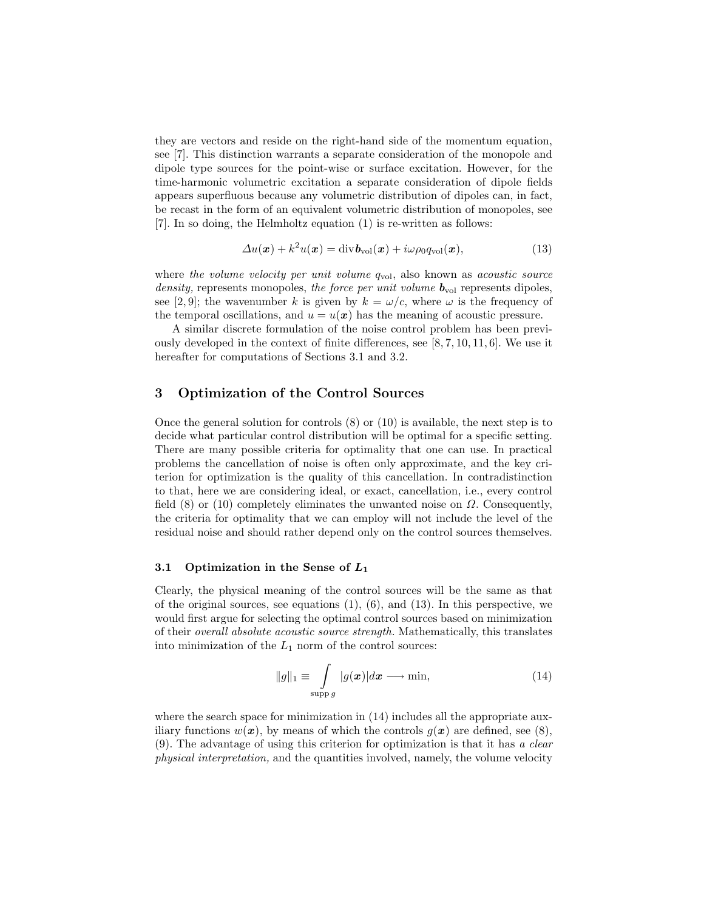they are vectors and reside on the right-hand side of the momentum equation, see [7]. This distinction warrants a separate consideration of the monopole and dipole type sources for the point-wise or surface excitation. However, for the time-harmonic volumetric excitation a separate consideration of dipole fields appears superfluous because any volumetric distribution of dipoles can, in fact, be recast in the form of an equivalent volumetric distribution of monopoles, see [7]. In so doing, the Helmholtz equation (1) is re-written as follows:

$$\Delta u(\boldsymbol{x}) + k^2 u(\boldsymbol{x}) = \operatorname{div} \boldsymbol{b}_{\mathrm{vol}}(\boldsymbol{x}) + i\omega\rho_0 q_{\mathrm{vol}}(\boldsymbol{x}), \tag{13}$$

where *the volume velocity per unit volume* $q_{\mathrm{vol}}$, also known as *acoustic source density,* represents monopoles, *the force per unit volume* $\boldsymbol{b}_{\mathrm{vol}}$ represents dipoles, see [2, 9]; the wavenumber $k$ is given by $k = \omega/c$, where $\omega$ is the frequency of the temporal oscillations, and $u = u(\boldsymbol{x})$ has the meaning of acoustic pressure.

A similar discrete formulation of the noise control problem has been previously developed in the context of finite differences, see [8, 7, 10, 11, 6]. We use it hereafter for computations of Sections 3.1 and 3.2.

## 3 Optimization of the Control Sources

Once the general solution for controls (8) or (10) is available, the next step is to decide what particular control distribution will be optimal for a specific setting. There are many possible criteria for optimality that one can use. In practical problems the cancellation of noise is often only approximate, and the key criterion for optimization is the quality of this cancellation. In contradistinction to that, here we are considering ideal, or exact, cancellation, i.e., every control field (8) or (10) completely eliminates the unwanted noise on $\Omega$. Consequently, the criteria for optimality that we can employ will not include the level of the residual noise and should rather depend only on the control sources themselves.

### 3.1 Optimization in the Sense of $L_1$

Clearly, the physical meaning of the control sources will be the same as that of the original sources, see equations (1), (6), and (13). In this perspective, we would first argue for selecting the optimal control sources based on minimization of their *overall absolute acoustic source strength.* Mathematically, this translates into minimization of the $L_1$ norm of the control sources:

$$\|g\|_1 \equiv \int\limits_{\operatorname{supp} g} |g(\boldsymbol{x})| d\boldsymbol{x} \longrightarrow \min, \tag{14}$$

where the search space for minimization in (14) includes all the appropriate auxiliary functions $w(\boldsymbol{x})$, by means of which the controls $g(\boldsymbol{x})$ are defined, see (8), (9). The advantage of using this criterion for optimization is that it has *a clear physical interpretation,* and the quantities involved, namely, the volume velocity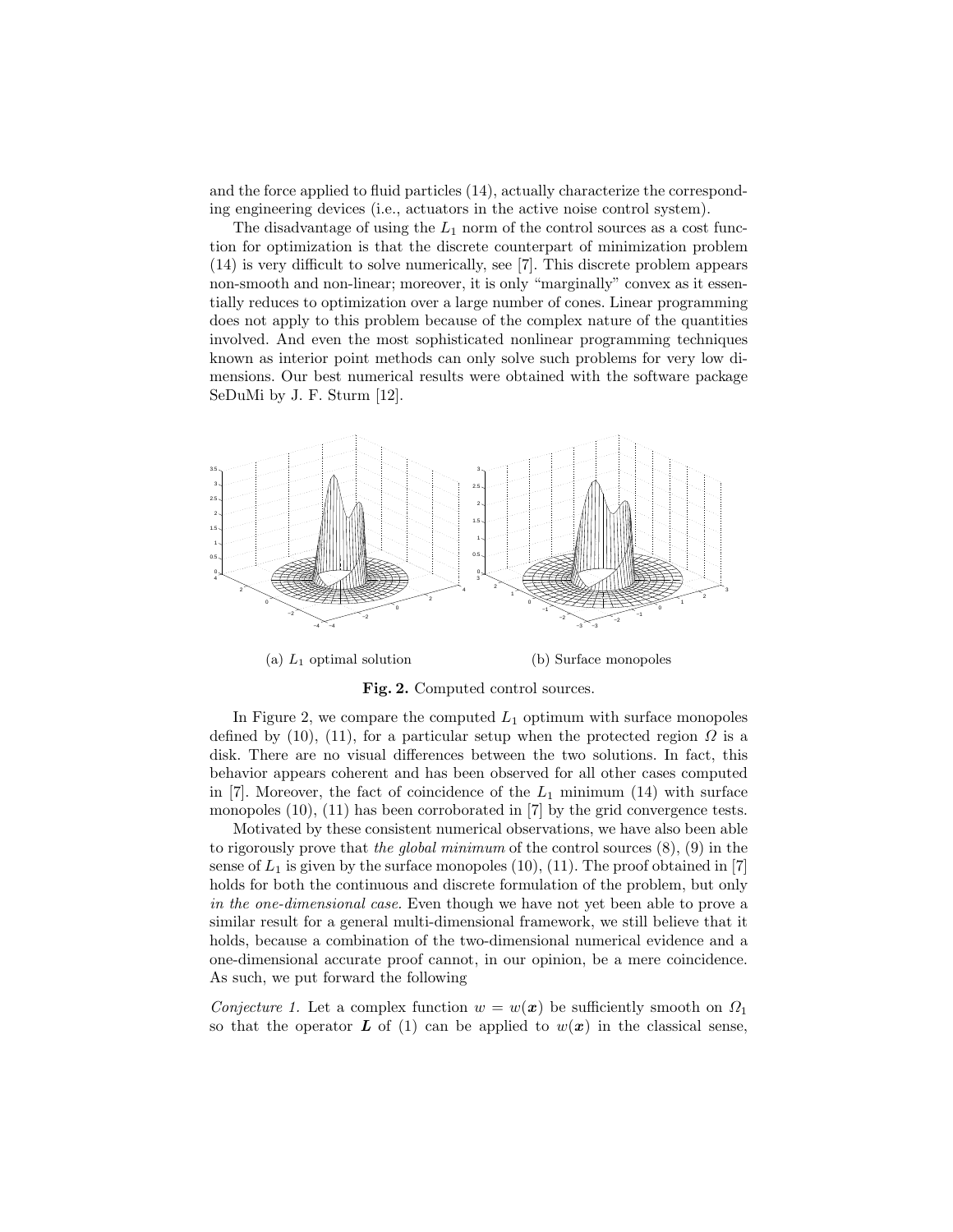and the force applied to fluid particles (14), actually characterize the corresponding engineering devices (i.e., actuators in the active noise control system).

The disadvantage of using the $L_1$ norm of the control sources as a cost function for optimization is that the discrete counterpart of minimization problem (14) is very difficult to solve numerically, see [7]. This discrete problem appears non-smooth and non-linear; moreover, it is only "marginally" convex as it essentially reduces to optimization over a large number of cones. Linear programming does not apply to this problem because of the complex nature of the quantities involved. And even the most sophisticated nonlinear programming techniques known as interior point methods can only solve such problems for very low dimensions. Our best numerical results were obtained with the software package SeDuMi by J. F. Sturm [12].

(a) $L_1$ optimal solution

(b) Surface monopoles

**Fig. 2.** Computed control sources.

In Figure 2, we compare the computed $L_1$ optimum with surface monopoles defined by (10), (11), for a particular setup when the protected region $\Omega$ is a disk. There are no visual differences between the two solutions. In fact, this behavior appears coherent and has been observed for all other cases computed in [7]. Moreover, the fact of coincidence of the $L_1$ minimum (14) with surface monopoles (10), (11) has been corroborated in [7] by the grid convergence tests.

Motivated by these consistent numerical observations, we have also been able to rigorously prove that *the global minimum* of the control sources (8), (9) in the sense of $L_1$ is given by the surface monopoles (10), (11). The proof obtained in [7] holds for both the continuous and discrete formulation of the problem, but only *in the one-dimensional case.* Even though we have not yet been able to prove a similar result for a general multi-dimensional framework, we still believe that it holds, because a combination of the two-dimensional numerical evidence and a one-dimensional accurate proof cannot, in our opinion, be a mere coincidence. As such, we put forward the following

*Conjecture 1.* Let a complex function $w = w(\boldsymbol{x})$ be sufficiently smooth on $\Omega_1$ so that the operator $\boldsymbol{L}$ of (1) can be applied to $w(\boldsymbol{x})$ in the classical sense,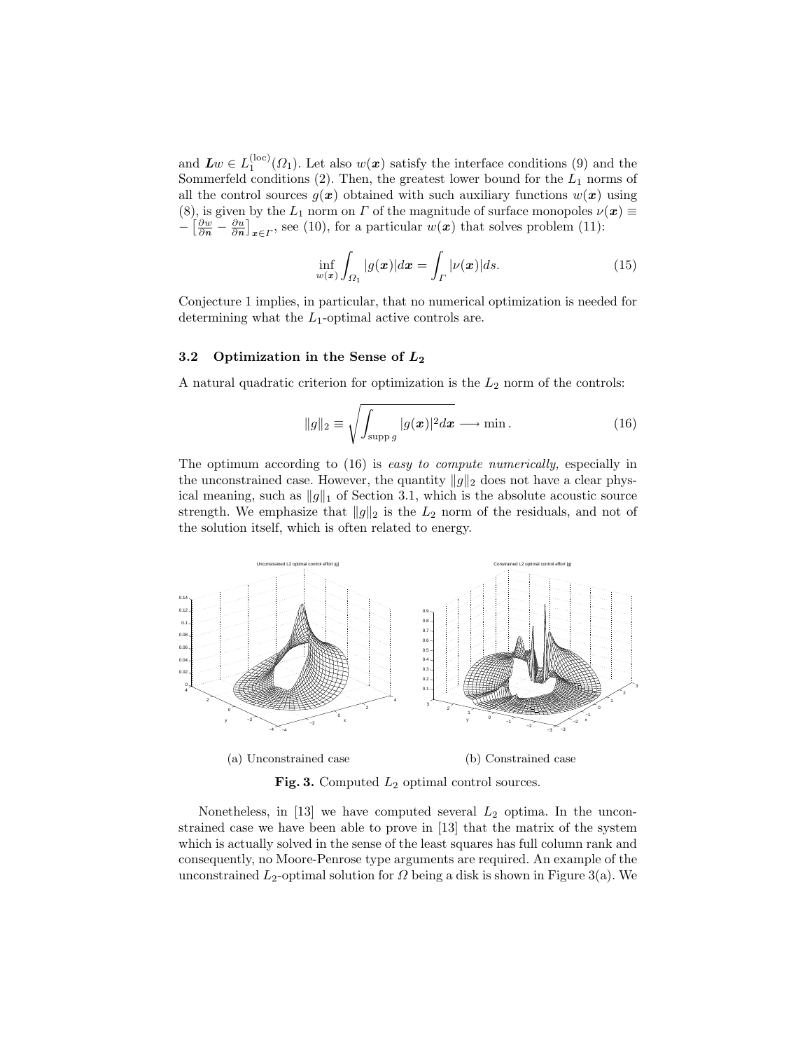and $\boldsymbol{L}w \in L_1^{(\mathrm{loc})}(\Omega_1)$. Let also $w(\boldsymbol{x})$ satisfy the interface conditions (9) and the Sommerfeld conditions (2). Then, the greatest lower bound for the $L_1$ norms of all the control sources $g(\boldsymbol{x})$ obtained with such auxiliary functions $w(\boldsymbol{x})$ using (8), is given by the $L_1$ norm on $\Gamma$ of the magnitude of surface monopoles $\nu(\boldsymbol{x}) \equiv -\left[\frac{\partial w}{\partial \boldsymbol{n}} - \frac{\partial u}{\partial \boldsymbol{n}}\right]_{\boldsymbol{x}\in\Gamma}$, see (10), for a particular $w(\boldsymbol{x})$ that solves problem (11):

$$\inf_{w(\boldsymbol{x})} \int_{\Omega_1} |g(\boldsymbol{x})| d\boldsymbol{x} = \int_{\Gamma} |\nu(\boldsymbol{x})| ds. \tag{15}$$

Conjecture 1 implies, in particular, that no numerical optimization is needed for determining what the $L_1$-optimal active controls are.

### 3.2 Optimization in the Sense of $L_2$

A natural quadratic criterion for optimization is the $L_2$ norm of the controls:

$$\|g\|_2 \equiv \sqrt{\int_{\operatorname{supp} g} |g(\boldsymbol{x})|^2 d\boldsymbol{x}} \longrightarrow \min. \tag{16}$$

The optimum according to (16) is *easy to compute numerically,* especially in the unconstrained case. However, the quantity $\|g\|_2$ does not have a clear physical meaning, such as $\|g\|_1$ of Section 3.1, which is the absolute acoustic source strength. We emphasize that $\|g\|_2$ is the $L_2$ norm of the residuals, and not of the solution itself, which is often related to energy.

(a) Unconstrained case

(b) Constrained case

**Fig. 3.** Computed $L_2$ optimal control sources.

Nonetheless, in [13] we have computed several $L_2$ optima. In the unconstrained case we have been able to prove in [13] that the matrix of the system which is actually solved in the sense of the least squares has full column rank and consequently, no Moore-Penrose type arguments are required. An example of the unconstrained $L_2$-optimal solution for $\Omega$ being a disk is shown in Figure 3(a). We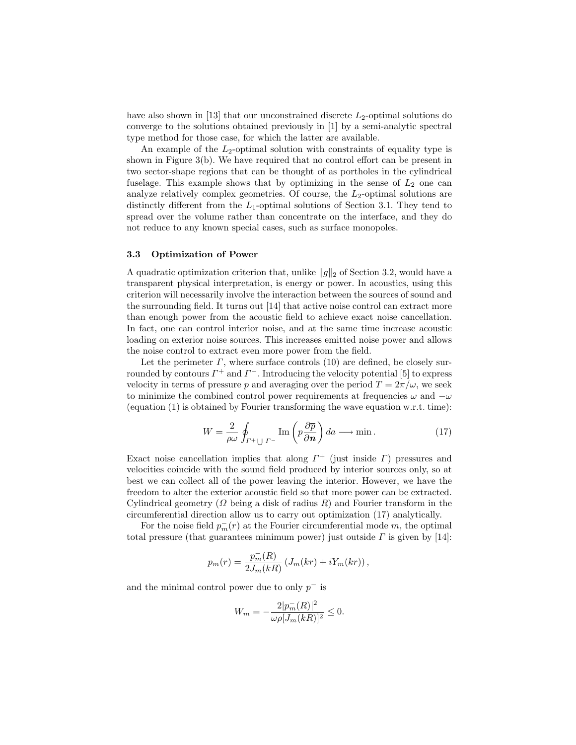have also shown in [13] that our unconstrained discrete $L_2$-optimal solutions do converge to the solutions obtained previously in [1] by a semi-analytic spectral type method for those case, for which the latter are available.

An example of the $L_2$-optimal solution with constraints of equality type is shown in Figure 3(b). We have required that no control effort can be present in two sector-shape regions that can be thought of as portholes in the cylindrical fuselage. This example shows that by optimizing in the sense of $L_2$ one can analyze relatively complex geometries. Of course, the $L_2$-optimal solutions are distinctly different from the $L_1$-optimal solutions of Section 3.1. They tend to spread over the volume rather than concentrate on the interface, and they do not reduce to any known special cases, such as surface monopoles.

### 3.3 Optimization of Power

A quadratic optimization criterion that, unlike $\|g\|_2$ of Section 3.2, would have a transparent physical interpretation, is energy or power. In acoustics, using this criterion will necessarily involve the interaction between the sources of sound and the surrounding field. It turns out [14] that active noise control can extract more than enough power from the acoustic field to achieve exact noise cancellation. In fact, one can control interior noise, and at the same time increase acoustic loading on exterior noise sources. This increases emitted noise power and allows the noise control to extract even more power from the field.

Let the perimeter $\Gamma$, where surface controls (10) are defined, be closely surrounded by contours $\Gamma^+$ and $\Gamma^-$. Introducing the velocity potential [5] to express velocity in terms of pressure $p$ and averaging over the period $T = 2\pi/\omega$, we seek to minimize the combined control power requirements at frequencies $\omega$ and $-\omega$ (equation (1) is obtained by Fourier transforming the wave equation w.r.t. time):

$$W = \frac{2}{\rho\omega} \oint_{\Gamma^+ \bigcup \Gamma^-} \operatorname{Im}\left( p \frac{\partial \overline{p}}{\partial \boldsymbol{n}} \right) da \longrightarrow \min . \tag{17}$$

Exact noise cancellation implies that along $\Gamma^+$ (just inside $\Gamma$) pressures and velocities coincide with the sound field produced by interior sources only, so at best we can collect all of the power leaving the interior. However, we have the freedom to alter the exterior acoustic field so that more power can be extracted. Cylindrical geometry ($\Omega$ being a disk of radius $R$) and Fourier transform in the circumferential direction allow us to carry out optimization (17) analytically.

For the noise field $p_m^-(r)$ at the Fourier circumferential mode $m$, the optimal total pressure (that guarantees minimum power) just outside $\Gamma$ is given by [14]:

$$p_m(r) = \frac{p_m^-(R)}{2J_m(kR)} \left( J_m(kr) + iY_m(kr) \right),$$

and the minimal control power due to only $p^-$ is

$$W_m = -\frac{2|p_m^-(R)|^2}{\omega\rho[J_m(kR)]^2} \leq 0.$$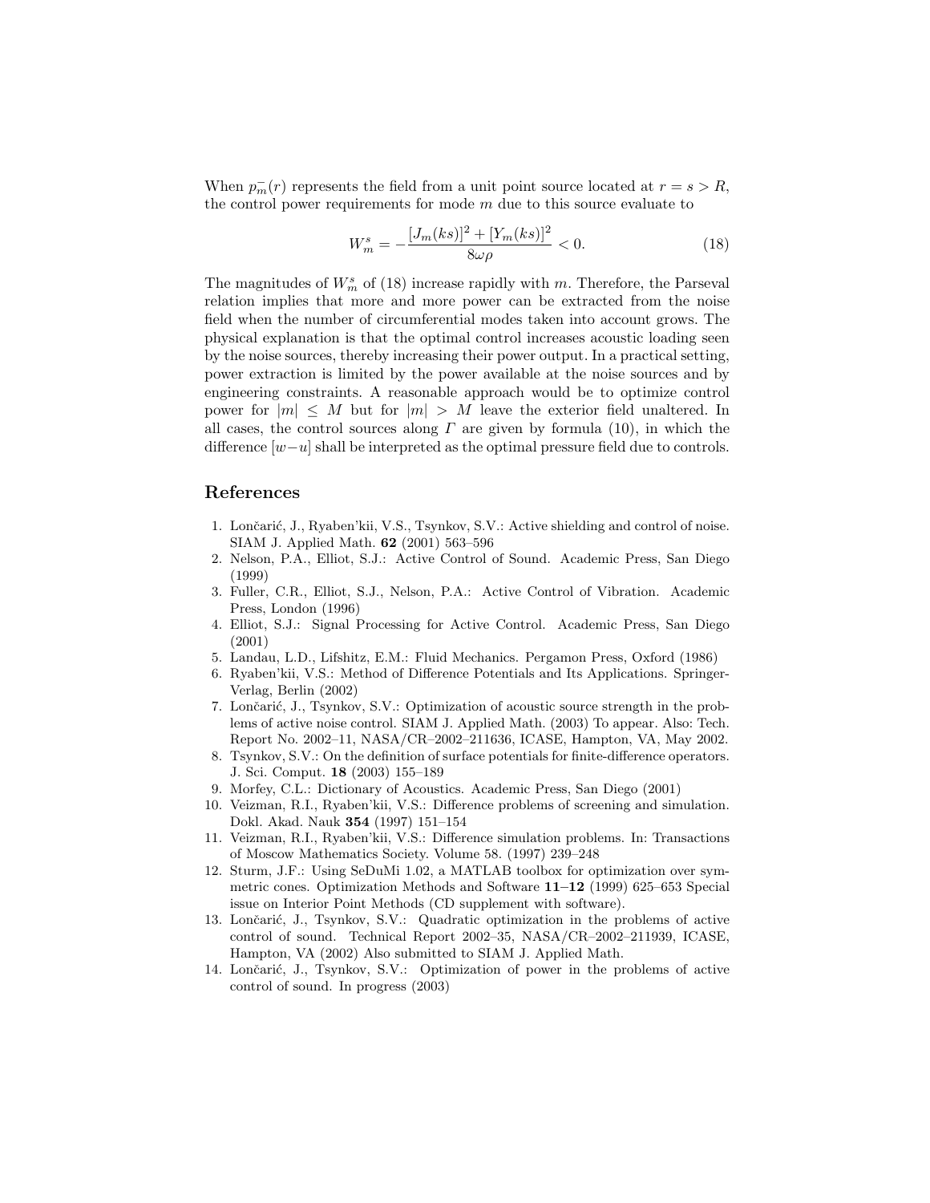When $p_m^-(r)$ represents the field from a unit point source located at $r = s > R$, the control power requirements for mode $m$ due to this source evaluate to

$$W_m^s = -\frac{[J_m(ks)]^2 + [Y_m(ks)]^2}{8\omega\rho} < 0. \tag{18}$$

The magnitudes of $W_m^s$ of (18) increase rapidly with $m$. Therefore, the Parseval relation implies that more and more power can be extracted from the noise field when the number of circumferential modes taken into account grows. The physical explanation is that the optimal control increases acoustic loading seen by the noise sources, thereby increasing their power output. In a practical setting, power extraction is limited by the power available at the noise sources and by engineering constraints. A reasonable approach would be to optimize control power for $|m| \leq M$ but for $|m| > M$ leave the exterior field unaltered. In all cases, the control sources along $\Gamma$ are given by formula (10), in which the difference $[w-u]$ shall be interpreted as the optimal pressure field due to controls.

## References

1. Lončarić, J., Ryaben'kii, V.S., Tsynkov, S.V.: Active shielding and control of noise. SIAM J. Applied Math. **62** (2001) 563–596
2. Nelson, P.A., Elliot, S.J.: Active Control of Sound. Academic Press, San Diego (1999)
3. Fuller, C.R., Elliot, S.J., Nelson, P.A.: Active Control of Vibration. Academic Press, London (1996)
4. Elliot, S.J.: Signal Processing for Active Control. Academic Press, San Diego (2001)
5. Landau, L.D., Lifshitz, E.M.: Fluid Mechanics. Pergamon Press, Oxford (1986)
6. Ryaben'kii, V.S.: Method of Difference Potentials and Its Applications. Springer-Verlag, Berlin (2002)
7. Lončarić, J., Tsynkov, S.V.: Optimization of acoustic source strength in the problems of active noise control. SIAM J. Applied Math. (2003) To appear. Also: Tech. Report No. 2002–11, NASA/CR–2002–211636, ICASE, Hampton, VA, May 2002.
8. Tsynkov, S.V.: On the definition of surface potentials for finite-difference operators. J. Sci. Comput. **18** (2003) 155–189
9. Morfey, C.L.: Dictionary of Acoustics. Academic Press, San Diego (2001)
10. Veizman, R.I., Ryaben'kii, V.S.: Difference problems of screening and simulation. Dokl. Akad. Nauk **354** (1997) 151–154
11. Veizman, R.I., Ryaben'kii, V.S.: Difference simulation problems. In: Transactions of Moscow Mathematics Society. Volume 58. (1997) 239–248
12. Sturm, J.F.: Using SeDuMi 1.02, a MATLAB toolbox for optimization over symmetric cones. Optimization Methods and Software **11–12** (1999) 625–653 Special issue on Interior Point Methods (CD supplement with software).
13. Lončarić, J., Tsynkov, S.V.: Quadratic optimization in the problems of active control of sound. Technical Report 2002–35, NASA/CR–2002–211939, ICASE, Hampton, VA (2002) Also submitted to SIAM J. Applied Math.
14. Lončarić, J., Tsynkov, S.V.: Optimization of power in the problems of active control of sound. In progress (2003)